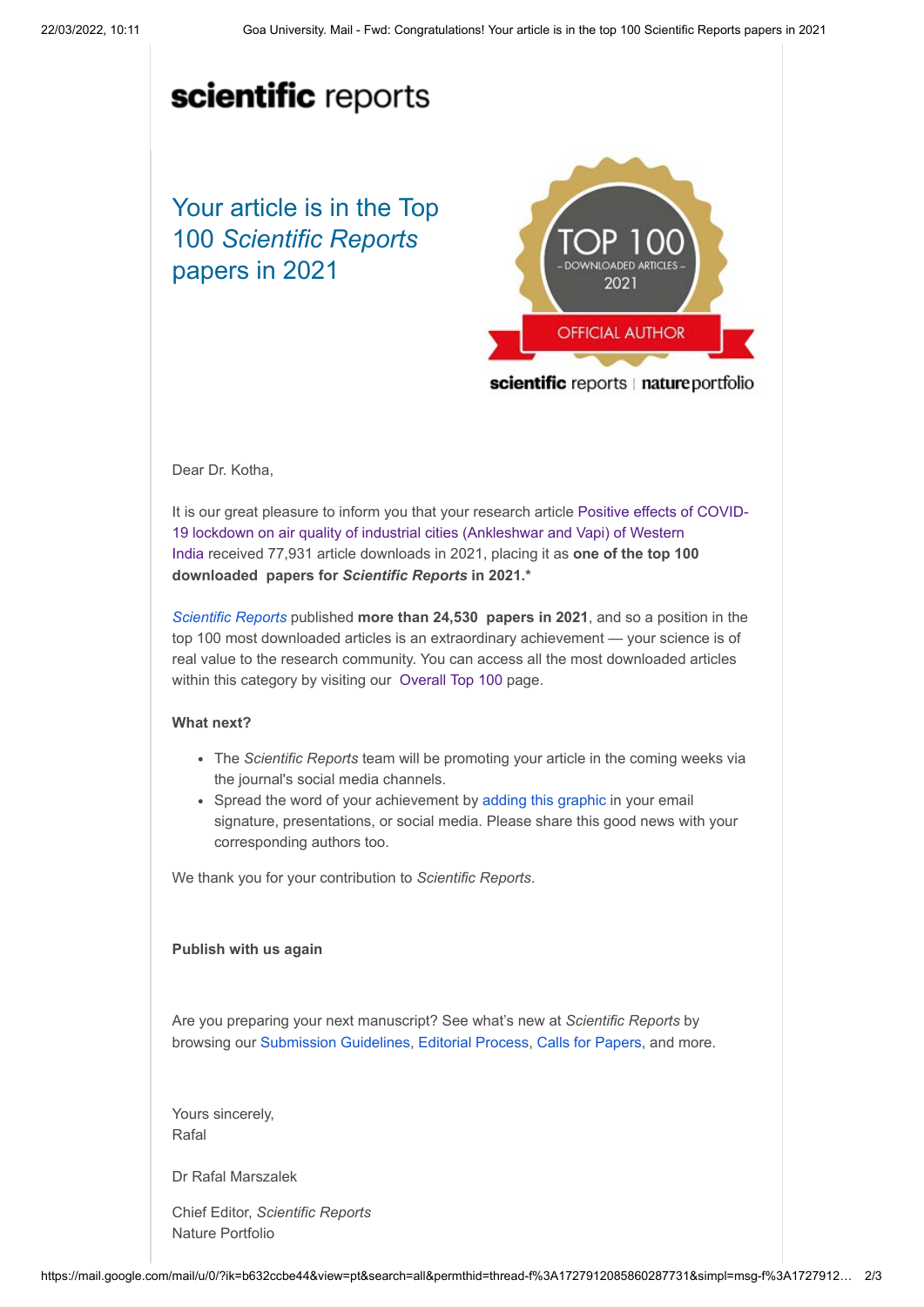# scientific reports

## Your article is in the Top 100 *Scientific Reports* papers in 2021

TOP 100
– DOWNLOADED ARTICLES –
2021
OFFICIAL AUTHOR
scientific reports | nature portfolio

Dear Dr. Kotha,

It is our great pleasure to inform you that your research article Positive effects of COVID-19 lockdown on air quality of industrial cities (Ankleshwar and Vapi) of Western India received 77,931 article downloads in 2021, placing it as **one of the top 100 downloaded papers for *Scientific Reports* in 2021.***

*Scientific Reports* published **more than 24,530 papers in 2021**, and so a position in the top 100 most downloaded articles is an extraordinary achievement — your science is of real value to the research community. You can access all the most downloaded articles within this category by visiting our Overall Top 100 page.

**What next?**

- The *Scientific Reports* team will be promoting your article in the coming weeks via the journal's social media channels.
- Spread the word of your achievement by adding this graphic in your email signature, presentations, or social media. Please share this good news with your corresponding authors too.

We thank you for your contribution to *Scientific Reports*.

**Publish with us again**

Are you preparing your next manuscript? See what's new at *Scientific Reports* by browsing our Submission Guidelines, Editorial Process, Calls for Papers, and more.

Yours sincerely,
Rafal

Dr Rafal Marszalek

Chief Editor, *Scientific Reports*
Nature Portfolio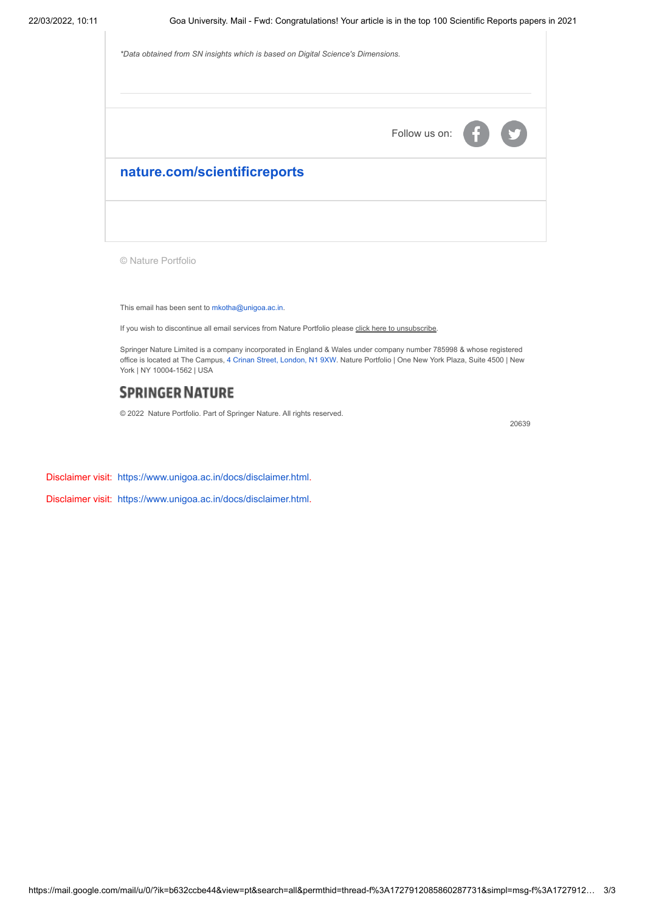*Data obtained from SN insights which is based on Digital Science's Dimensions.*

Follow us on:

**nature.com/scientificreports**

© Nature Portfolio

This email has been sent to mkotha@unigoa.ac.in.

If you wish to discontinue all email services from Nature Portfolio please click here to unsubscribe.

Springer Nature Limited is a company incorporated in England & Wales under company number 785998 & whose registered office is located at The Campus, 4 Crinan Street, London, N1 9XW. Nature Portfolio | One New York Plaza, Suite 4500 | New York | NY 10004-1562 | USA

**SPRINGER NATURE**

© 2022 Nature Portfolio. Part of Springer Nature. All rights reserved.

20639

Disclaimer visit: https://www.unigoa.ac.in/docs/disclaimer.html.

Disclaimer visit: https://www.unigoa.ac.in/docs/disclaimer.html.